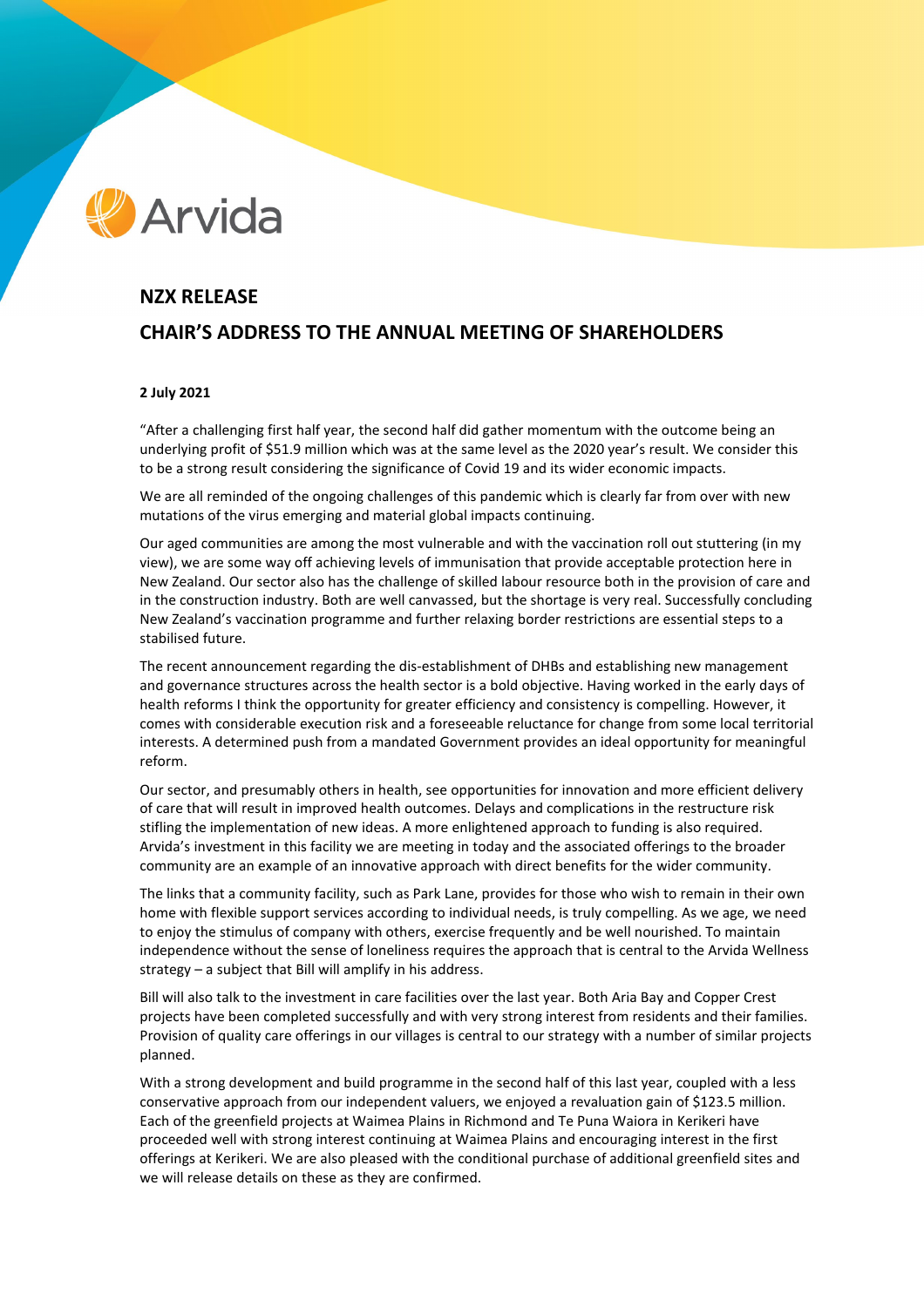## NZX RELEASE

## CHAIR'S ADDRESS TO THE ANNUAL MEETING OF SHAREHOLDERS

**2 July 2021**

"After a challenging first half year, the second half did gather momentum with the outcome being an underlying profit of $51.9 million which was at the same level as the 2020 year's result. We consider this to be a strong result considering the significance of Covid 19 and its wider economic impacts.

We are all reminded of the ongoing challenges of this pandemic which is clearly far from over with new mutations of the virus emerging and material global impacts continuing.

Our aged communities are among the most vulnerable and with the vaccination roll out stuttering (in my view), we are some way off achieving levels of immunisation that provide acceptable protection here in New Zealand. Our sector also has the challenge of skilled labour resource both in the provision of care and in the construction industry. Both are well canvassed, but the shortage is very real. Successfully concluding New Zealand's vaccination programme and further relaxing border restrictions are essential steps to a stabilised future.

The recent announcement regarding the dis-establishment of DHBs and establishing new management and governance structures across the health sector is a bold objective. Having worked in the early days of health reforms I think the opportunity for greater efficiency and consistency is compelling. However, it comes with considerable execution risk and a foreseeable reluctance for change from some local territorial interests. A determined push from a mandated Government provides an ideal opportunity for meaningful reform.

Our sector, and presumably others in health, see opportunities for innovation and more efficient delivery of care that will result in improved health outcomes. Delays and complications in the restructure risk stifling the implementation of new ideas. A more enlightened approach to funding is also required. Arvida's investment in this facility we are meeting in today and the associated offerings to the broader community are an example of an innovative approach with direct benefits for the wider community.

The links that a community facility, such as Park Lane, provides for those who wish to remain in their own home with flexible support services according to individual needs, is truly compelling. As we age, we need to enjoy the stimulus of company with others, exercise frequently and be well nourished. To maintain independence without the sense of loneliness requires the approach that is central to the Arvida Wellness strategy – a subject that Bill will amplify in his address.

Bill will also talk to the investment in care facilities over the last year. Both Aria Bay and Copper Crest projects have been completed successfully and with very strong interest from residents and their families. Provision of quality care offerings in our villages is central to our strategy with a number of similar projects planned.

With a strong development and build programme in the second half of this last year, coupled with a less conservative approach from our independent valuers, we enjoyed a revaluation gain of $123.5 million. Each of the greenfield projects at Waimea Plains in Richmond and Te Puna Waiora in Kerikeri have proceeded well with strong interest continuing at Waimea Plains and encouraging interest in the first offerings at Kerikeri. We are also pleased with the conditional purchase of additional greenfield sites and we will release details on these as they are confirmed.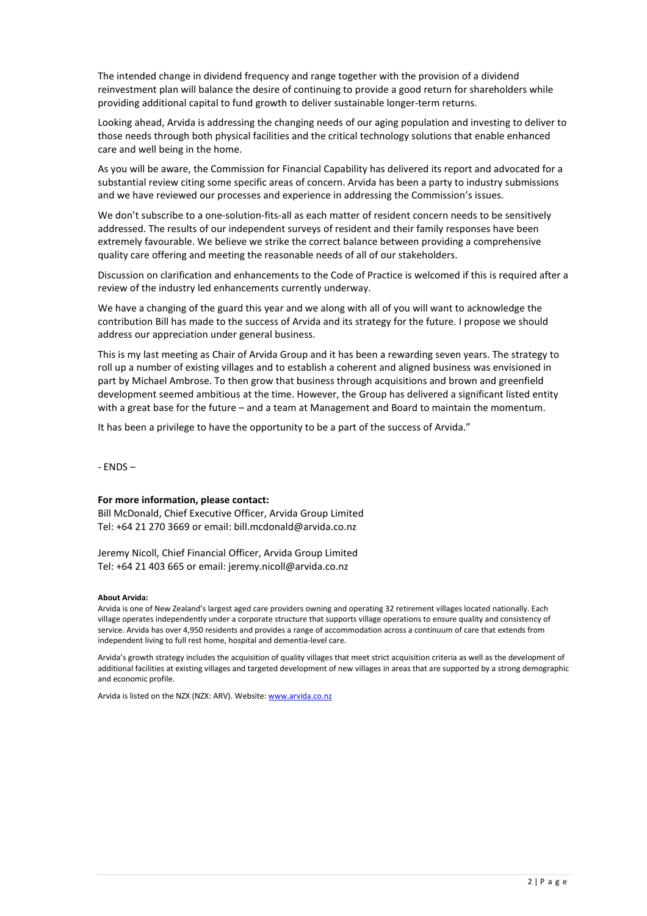The intended change in dividend frequency and range together with the provision of a dividend reinvestment plan will balance the desire of continuing to provide a good return for shareholders while providing additional capital to fund growth to deliver sustainable longer-term returns.

Looking ahead, Arvida is addressing the changing needs of our aging population and investing to deliver to those needs through both physical facilities and the critical technology solutions that enable enhanced care and well being in the home.

As you will be aware, the Commission for Financial Capability has delivered its report and advocated for a substantial review citing some specific areas of concern. Arvida has been a party to industry submissions and we have reviewed our processes and experience in addressing the Commission's issues.

We don't subscribe to a one-solution-fits-all as each matter of resident concern needs to be sensitively addressed. The results of our independent surveys of resident and their family responses have been extremely favourable. We believe we strike the correct balance between providing a comprehensive quality care offering and meeting the reasonable needs of all of our stakeholders.

Discussion on clarification and enhancements to the Code of Practice is welcomed if this is required after a review of the industry led enhancements currently underway.

We have a changing of the guard this year and we along with all of you will want to acknowledge the contribution Bill has made to the success of Arvida and its strategy for the future. I propose we should address our appreciation under general business.

This is my last meeting as Chair of Arvida Group and it has been a rewarding seven years. The strategy to roll up a number of existing villages and to establish a coherent and aligned business was envisioned in part by Michael Ambrose. To then grow that business through acquisitions and brown and greenfield development seemed ambitious at the time. However, the Group has delivered a significant listed entity with a great base for the future – and a team at Management and Board to maintain the momentum.

It has been a privilege to have the opportunity to be a part of the success of Arvida."

- ENDS –

**For more information, please contact:**
Bill McDonald, Chief Executive Officer, Arvida Group Limited
Tel: +64 21 270 3669 or email: bill.mcdonald@arvida.co.nz

Jeremy Nicoll, Chief Financial Officer, Arvida Group Limited
Tel: +64 21 403 665 or email: jeremy.nicoll@arvida.co.nz

**About Arvida:**

Arvida is one of New Zealand's largest aged care providers owning and operating 32 retirement villages located nationally. Each village operates independently under a corporate structure that supports village operations to ensure quality and consistency of service. Arvida has over 4,950 residents and provides a range of accommodation across a continuum of care that extends from independent living to full rest home, hospital and dementia-level care.

Arvida's growth strategy includes the acquisition of quality villages that meet strict acquisition criteria as well as the development of additional facilities at existing villages and targeted development of new villages in areas that are supported by a strong demographic and economic profile.

Arvida is listed on the NZX (NZX: ARV). Website: www.arvida.co.nz